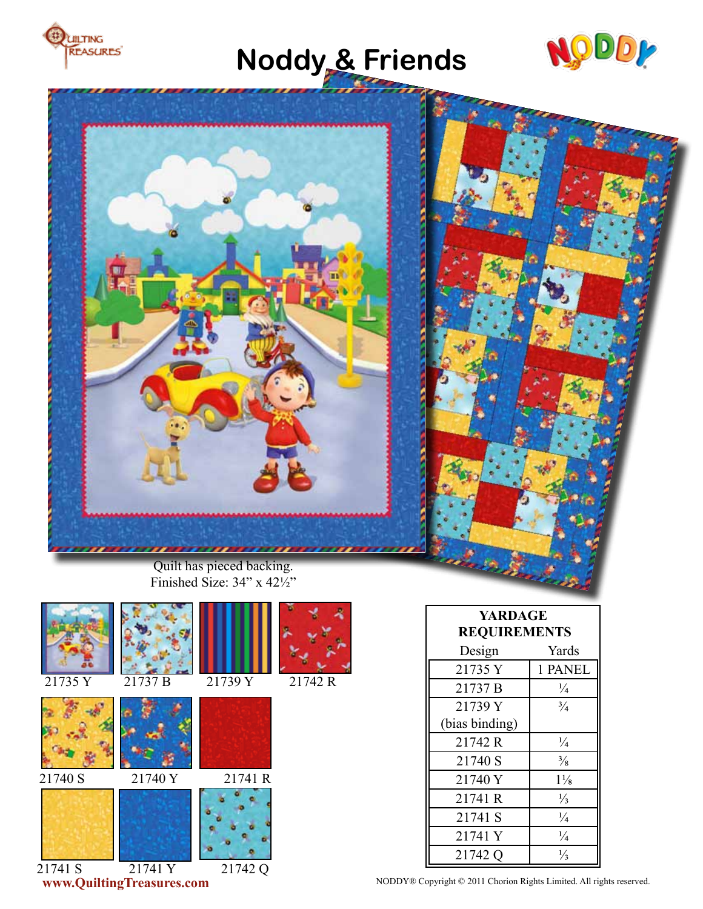# Noddy & Friends

Quilt has pieced backing.
Finished Size: 34" x 42½"

21735 Y

21737 B

21739 Y

21742 R

21740 S

21740 Y

21741 R

21741 S

21741 Y

21742 Q

| YARDAGE REQUIREMENTS | |
|---|---|
| Design | Yards |
| 21735 Y | 1 PANEL |
| 21737 B | ¼ |
| 21739 Y (bias binding) | ¾ |
| 21742 R | ¼ |
| 21740 S | ⅜ |
| 21740 Y | 1⅛ |
| 21741 R | ⅓ |
| 21741 S | ¼ |
| 21741 Y | ¼ |
| 21742 Q | ⅓ |

www.QuiltingTreasures.com

NODDY® Copyright © 2011 Chorion Rights Limited. All rights reserved.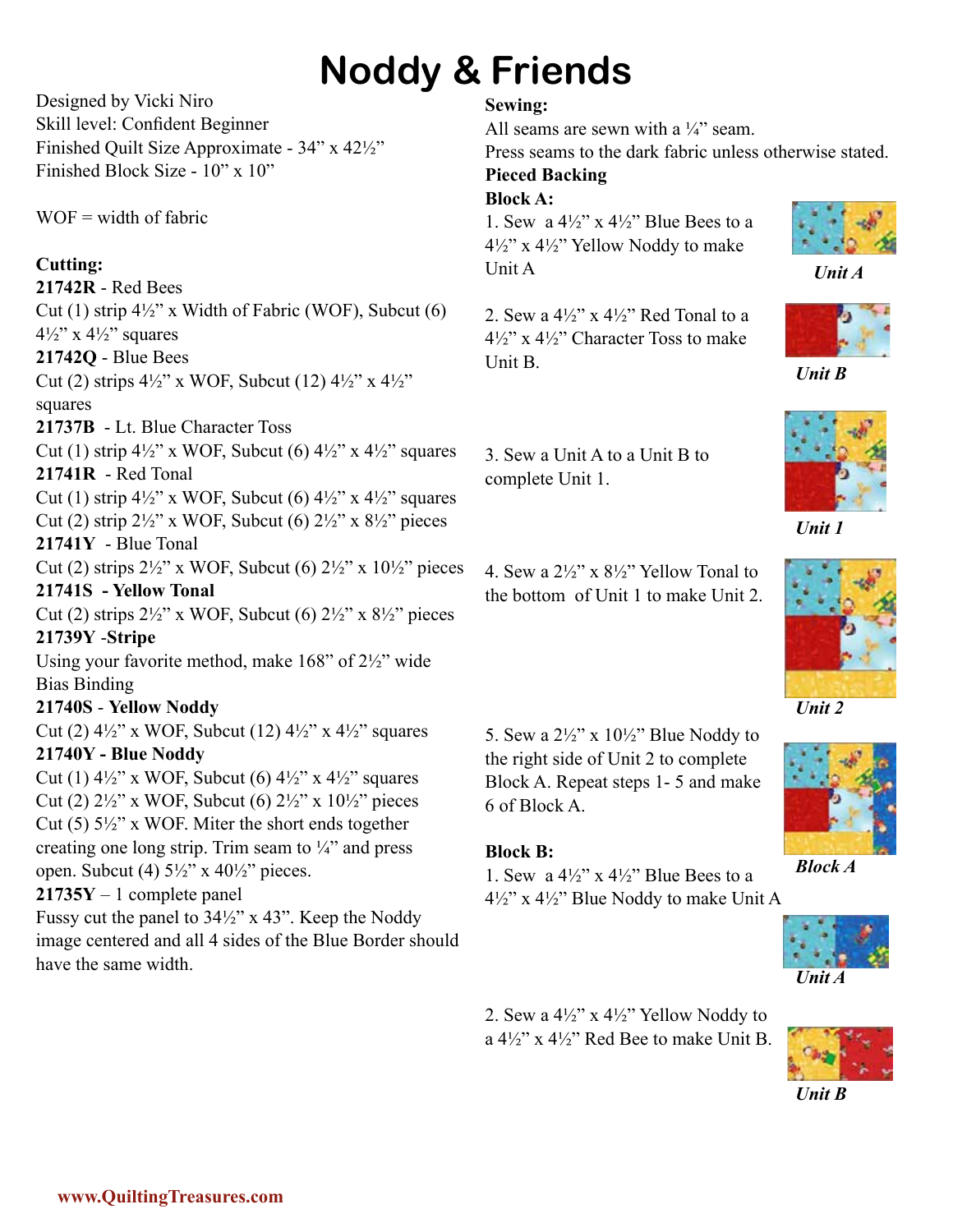# Noddy & Friends

Designed by Vicki Niro
Skill level: Confident Beginner
Finished Quilt Size Approximate - 34” x 42½”
Finished Block Size - 10” x 10”

WOF = width of fabric

**Cutting:**

**21742R** - Red Bees
Cut (1) strip 4½” x Width of Fabric (WOF), Subcut (6) 4½” x 4½” squares

**21742Q** - Blue Bees
Cut (2) strips 4½” x WOF, Subcut (12) 4½” x 4½” squares

**21737B** - Lt. Blue Character Toss
Cut (1) strip 4½” x WOF, Subcut (6) 4½” x 4½” squares

**21741R** - Red Tonal
Cut (1) strip 4½” x WOF, Subcut (6) 4½” x 4½” squares
Cut (2) strip 2½” x WOF, Subcut (6) 2½” x 8½” pieces

**21741Y** - Blue Tonal
Cut (2) strips 2½” x WOF, Subcut (6) 2½” x 10½” pieces

**21741S - Yellow Tonal**
Cut (2) strips 2½” x WOF, Subcut (6) 2½” x 8½” pieces

**21739Y -Stripe**
Using your favorite method, make 168” of 2½” wide Bias Binding

**21740S - Yellow Noddy**
Cut (2) 4½” x WOF, Subcut (12) 4½” x 4½” squares

**21740Y - Blue Noddy**
Cut (1) 4½” x WOF, Subcut (6) 4½” x 4½” squares
Cut (2) 2½” x WOF, Subcut (6) 2½” x 10½” pieces
Cut (5) 5½” x WOF. Miter the short ends together creating one long strip. Trim seam to ¼” and press open. Subcut (4) 5½” x 40½” pieces.

**21735Y** – 1 complete panel
Fussy cut the panel to 34½” x 43”. Keep the Noddy image centered and all 4 sides of the Blue Border should have the same width.

**Sewing:**

All seams are sewn with a ¼” seam.
Press seams to the dark fabric unless otherwise stated.

**Pieced Backing**

**Block A:**

1. Sew a 4½” x 4½” Blue Bees to a 4½” x 4½” Yellow Noddy to make Unit A

*Unit A*

2. Sew a 4½” x 4½” Red Tonal to a 4½” x 4½” Character Toss to make Unit B.

*Unit B*

3. Sew a Unit A to a Unit B to complete Unit 1.

*Unit 1*

4. Sew a 2½” x 8½” Yellow Tonal to the bottom of Unit 1 to make Unit 2.

*Unit 2*

5. Sew a 2½” x 10½” Blue Noddy to the right side of Unit 2 to complete Block A. Repeat steps 1- 5 and make 6 of Block A.

*Block A*

**Block B:**

1. Sew a 4½” x 4½” Blue Bees to a 4½” x 4½” Blue Noddy to make Unit A

*Unit A*

2. Sew a 4½” x 4½” Yellow Noddy to a 4½” x 4½” Red Bee to make Unit B.

*Unit B*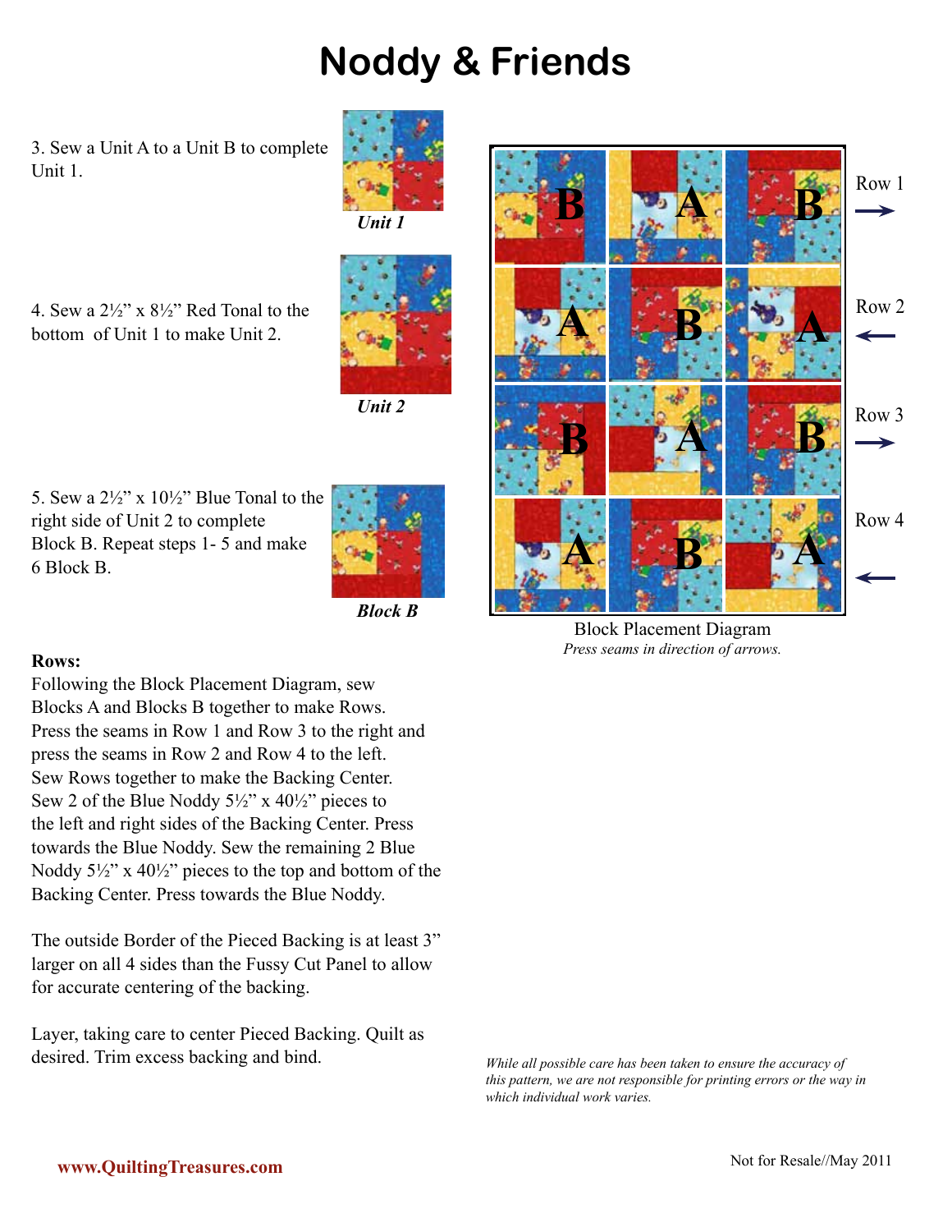# Noddy & Friends

3. Sew a Unit A to a Unit B to complete Unit 1.

*Unit 1*

4. Sew a 2½" x 8½" Red Tonal to the bottom of Unit 1 to make Unit 2.

*Unit 2*

5. Sew a 2½" x 10½" Blue Tonal to the right side of Unit 2 to complete Block B. Repeat steps 1- 5 and make 6 Block B.

*Block B*

**Rows:**

Following the Block Placement Diagram, sew Blocks A and Blocks B together to make Rows. Press the seams in Row 1 and Row 3 to the right and press the seams in Row 2 and Row 4 to the left. Sew Rows together to make the Backing Center. Sew 2 of the Blue Noddy 5½" x 40½" pieces to the left and right sides of the Backing Center. Press towards the Blue Noddy. Sew the remaining 2 Blue Noddy 5½" x 40½" pieces to the top and bottom of the Backing Center. Press towards the Blue Noddy.

The outside Border of the Pieced Backing is at least 3" larger on all 4 sides than the Fussy Cut Panel to allow for accurate centering of the backing.

Layer, taking care to center Pieced Backing. Quilt as desired. Trim excess backing and bind.

B A B Row 1 →

A B A Row 2 ←

B A B Row 3 →

A B A Row 4 ←

Block Placement Diagram

*Press seams in direction of arrows.*

*While all possible care has been taken to ensure the accuracy of this pattern, we are not responsible for printing errors or the way in which individual work varies.*

**www.QuiltingTreasures.com**

Not for Resale//May 2011